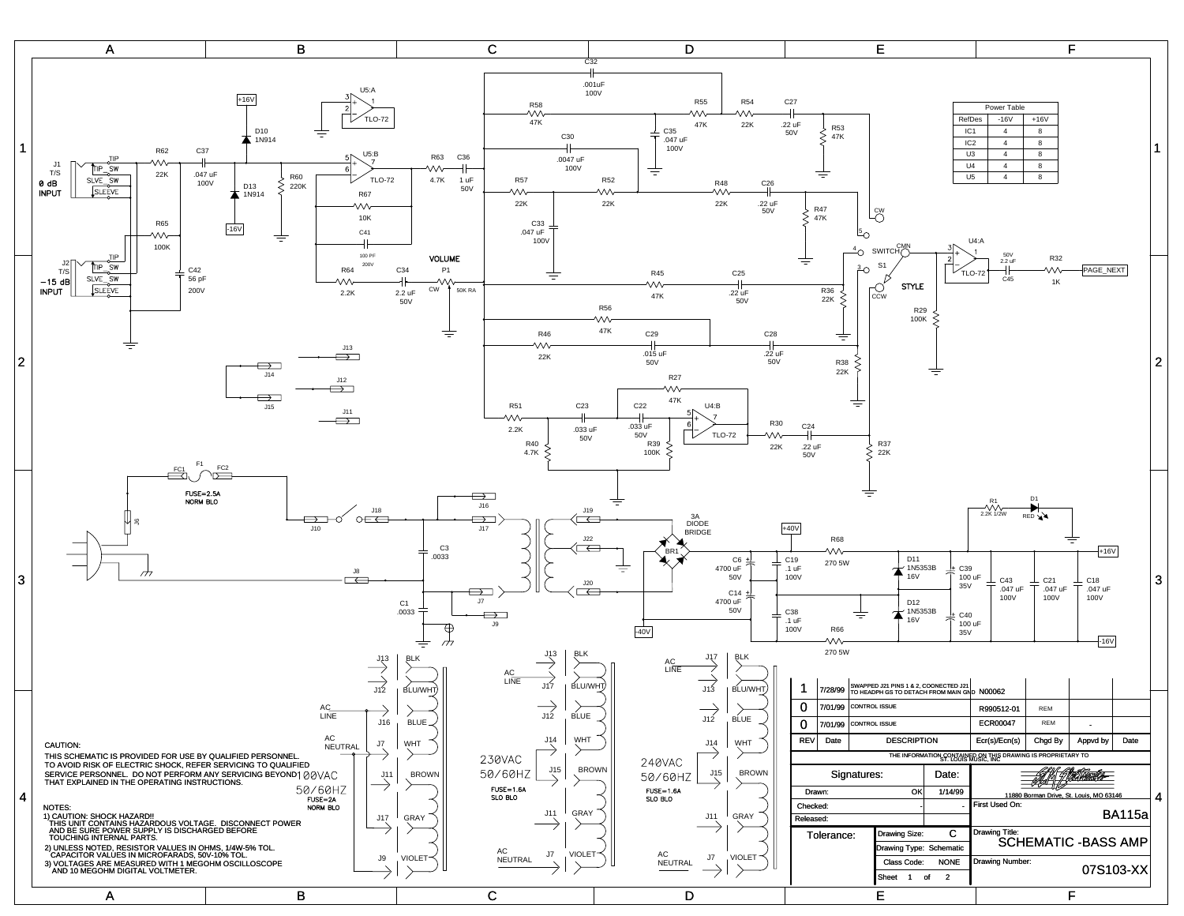## Power Table

| RefDes | -16V | +16V |
|---|---|---|
| IC1 | 4 | 8 |
| IC2 | 4 | 8 |
| U3 | 4 | 8 |
| U4 | 4 | 8 |
| U5 | 4 | 8 |

J1 T/S **0 dB INPUT**

J2 T/S **-15 dB INPUT**

**VOLUME**

**STYLE**

FUSE=2.5A NORM BLO

100VAC 50/60HZ FUSE=2A NORM BLO

230VAC 50/60HZ FUSE=1.6A SLO BLO

240VAC 50/60HZ FUSE=1.6A SLO BLO

CAUTION:

THIS SCHEMATIC IS PROVIDED FOR USE BY QUALIFIED PERSONNEL. TO AVOID RISK OF ELECTRIC SHOCK, REFER SERVICING TO QUALIFIED SERVICE PERSONNEL. DO NOT PERFORM ANY SERVICING BEYOND THAT EXPLAINED IN THE OPERATING INSTRUCTIONS.

NOTES:

1) CAUTION: SHOCK HAZARD!! THIS UNIT CONTAINS HAZARDOUS VOLTAGE. DISCONNECT POWER AND BE SURE POWER SUPPLY IS DISCHARGED BEFORE TOUCHING INTERNAL PARTS.
2) UNLESS NOTED, RESISTOR VALUES IN OHMS, 1/4W-5% TOL. CAPACITOR VALUES IN MICROFARADS, 50V-10% TOL.
3) ALL VOLTAGES ARE MEASURED WITH 1 MEGOHM OSCILLOSCOPE AND 10 MEGOHM DIGITAL VOLTMETER.

| REV | Date | DESCRIPTION | Ecr(s)/Ecn(s) | Chgd By | Appvd by | Date |
|---|---|---|---|---|---|---|
| 1 | 7/28/99 | SWAPPED J21 PINS 1 & 2, COONECTED J21 TO HEADPH GS TO DETACH FROM MAIN GND | N00062 | | | |
| 0 | 7/01/99 | CONTROL ISSUE | R990512-01 | REM | | |
| 0 | 7/01/99 | CONTROL ISSUE | ECR00047 | REM | - | |

THE INFORMATION CONTAINED ON THIS DRAWING IS PROPRIETARY TO ST. LOUIS MUSIC, INC

| Signatures: | | Date: |
|---|---|---|
| Drawn: | OK | 1/14/99 |
| Checked: | - | - |
| Released: | | |

11880 Borman Drive, St. Louis, MO 63146

First Used On: BA115a

Tolerance:

Drawing Size: C

Drawing Type: Schematic

Class Code: NONE

Sheet 1 of 2

Drawing Title: SCHEMATIC -BASS AMP

Drawing Number: 07S103-XX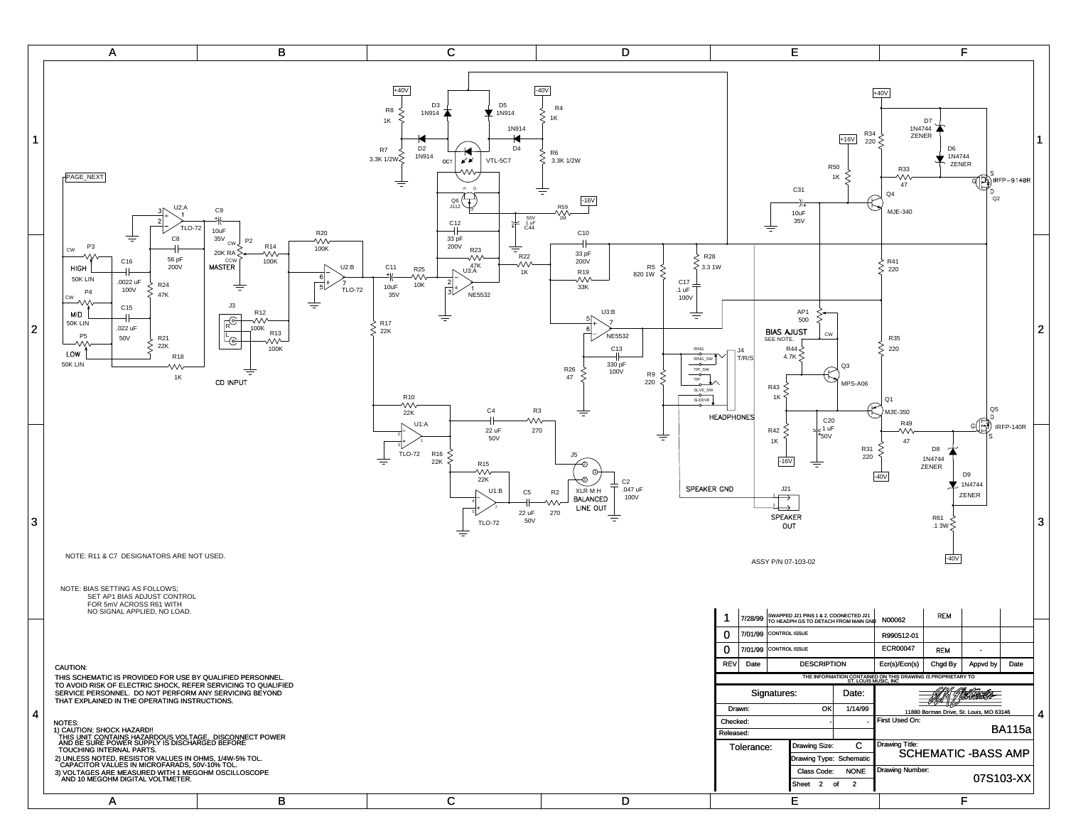NOTE: R11 & C7 DESIGNATORS ARE NOT USED.

NOTE: BIAS SETTING AS FOLLOWS;
SET AP1 BIAS ADJUST CONTROL
FOR 5mV ACROSS R61 WITH
NO SIGNAL APPLIED, NO LOAD.

ASSY P/N 07-103-02

CAUTION:

THIS SCHEMATIC IS PROVIDED FOR USE BY QUALIFIED PERSONNEL.
TO AVOID RISK OF ELECTRIC SHOCK, REFER SERVICING TO QUALIFIED SERVICE PERSONNEL. DO NOT PERFORM ANY SERVICING BEYOND THAT EXPLAINED IN THE OPERATING INSTRUCTIONS.

NOTES:

1) CAUTION: SHOCK HAZARD!!
   THIS UNIT CONTAINS HAZARDOUS VOLTAGE. DISCONNECT POWER AND BE SURE POWER SUPPLY IS DISCHARGED BEFORE TOUCHING INTERNAL PARTS.
2) UNLESS NOTED, RESISTOR VALUES IN OHMS, 1/4W-5% TOL.
   CAPACITOR VALUES IN MICROFARADS, 50V-10% TOL.
3) VOLTAGES ARE MEASURED WITH 1 MEGOHM OSCILLOSCOPE AND 10 MEGOHM DIGITAL VOLTMETER.

| REV | Date | DESCRIPTION | Ecr(s)/Ecn(s) | Chgd By | Appvd by | Date |
|---|---|---|---|---|---|---|
| 1 | 7/28/99 | SWAPPED J21 PINS 1 & 2, COONECTED J21 TO HEADPH GS TO DETACH FROM MAIN GND | N00062 | REM | | |
| 0 | 7/01/99 | CONTROL ISSUE | R990512-01 | | | |
| 0 | 7/01/99 | CONTROL ISSUE | ECR00047 | REM | - | |

THE INFORMATION CONTAINED ON THIS DRAWING IS PROPRIETARY TO ST. LOUIS MUSIC, INC.

| Signatures: | | Date: |
|---|---|---|
| Drawn: | OK | 1/14/99 |
| Checked: | - | - |
| Released: | | |

11880 Borman Drive, St. Louis, MO 63146

First Used On: BA115a

Tolerance:

Drawing Size: C
Drawing Type: Schematic
Class Code: NONE
Sheet 2 of 2

Drawing Title: SCHEMATIC -BASS AMP

Drawing Number: 07S103-XX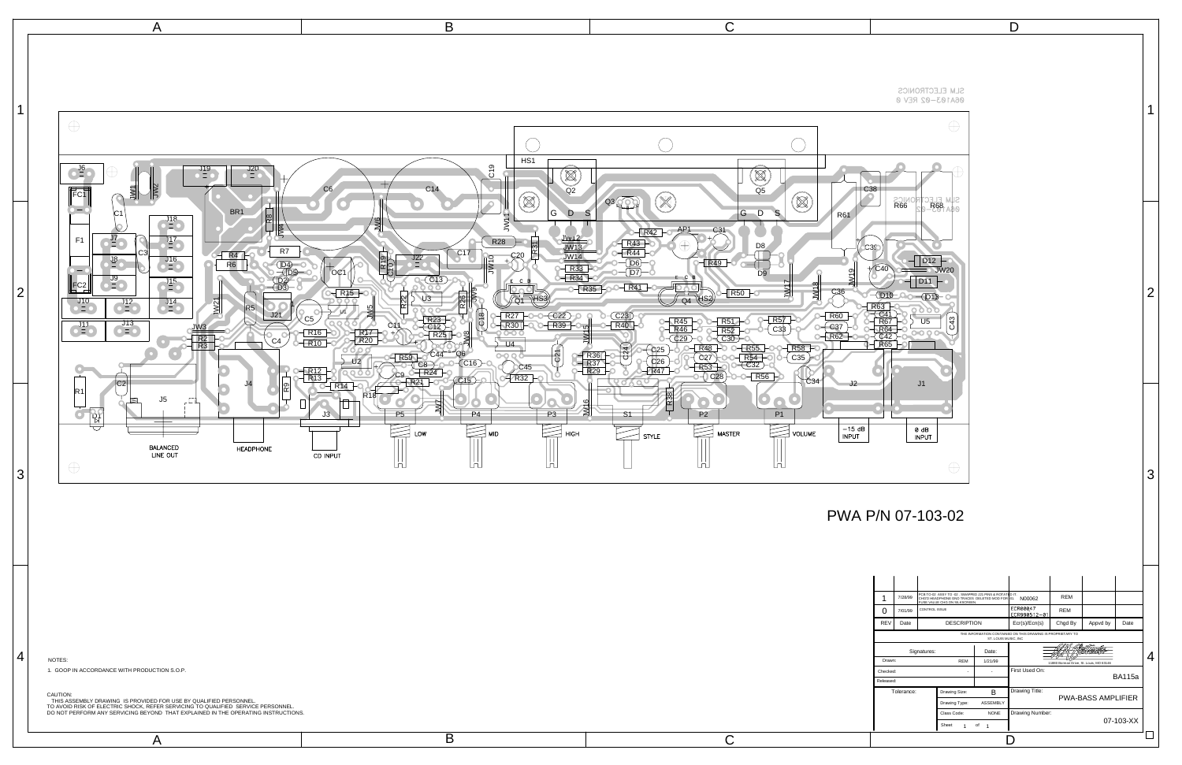PWA P/N 07-103-02

NOTES:

1. GOOP IN ACCORDANCE WITH PRODUCTION S.O.P.

CAUTION:
THIS ASSEMBLY DRAWING IS PROVIDED FOR USE BY QUALIFIED PERSONNEL.
TO AVOID RISK OF ELECTRIC SHOCK, REFER SERVICING TO QUALIFIED SERVICE PERSONNEL.
DO NOT PERFORM ANY SERVICING BEYOND THAT EXPLAINED IN THE OPERATING INSTRUCTIONS.

| REV | Date | DESCRIPTION | Ecr(s)/Ecn(s) | Chgd By | Appvd by | Date |
|---|---|---|---|---|---|---|
| 1 | 7/28/99 | PCB TO 02. ASSY TO 02 - SWAPPED J15 PINS & ROTATED IT. CHGD HEADPHONE GND TRACES. DELETED MOD FOR C1. PUSH VALUE CHG ON SILKSCREEN. | N00062 | REM | | |
| 0 | 7/01/99 | CONTROL ISSUE | ECR00047 ECR990512-01 | REM | | |

THE INFORMATION CONTAINED ON THIS DRAWING IS PROPRIETARY TO ST. LOUIS MUSIC, INC.

| Signatures: | | Date: |
|---|---|---|
| Drawn: | REM | 1/21/99 |
| Checked: | | |
| Released: | | |

Tolerance:

Drawing Size: B
Drawing Type: ASSEMBLY
Class Code: NONE
Sheet 1 of 1

First Used On: BA115a

Drawing Title: PWA-BASS AMPLIFIER

Drawing Number: 07-103-XX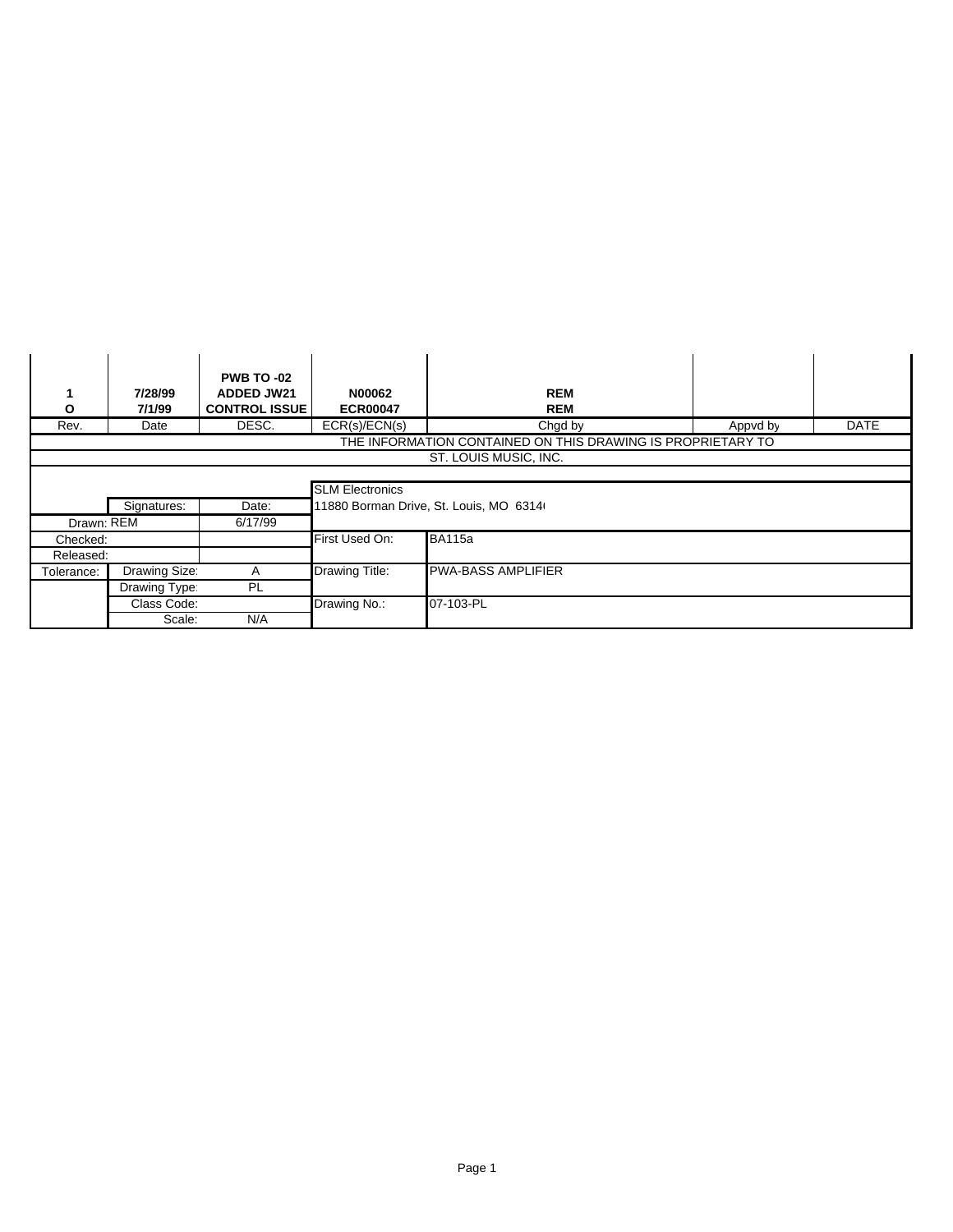| Rev. | Date | DESC. | ECR(s)/ECN(s) | Chgd by | Appvd by | DATE |
|---|---|---|---|---|---|---|
| **1** | **7/28/99** | **PWB TO -02 ADDED JW21** | **N00062** | **REM** | | |
| **O** | **7/1/99** | **CONTROL ISSUE** | **ECR00047** | **REM** | | |

THE INFORMATION CONTAINED ON THIS DRAWING IS PROPRIETARY TO
ST. LOUIS MUSIC, INC.

| | Signatures: | Date: | | |
|---|---|---|---|---|
| | | | SLM Electronics | |
| | | | 11880 Borman Drive, St. Louis, MO 6314( | |
| Drawn: REM | | 6/17/99 | | |
| Checked: | | | First Used On: | BA115a |
| Released: | | | | |
| Tolerance: | Drawing Size: | A | Drawing Title: | PWA-BASS AMPLIFIER |
| | Drawing Type: | PL | | |
| | Class Code: | | Drawing No.: | 07-103-PL |
| | Scale: | N/A | | |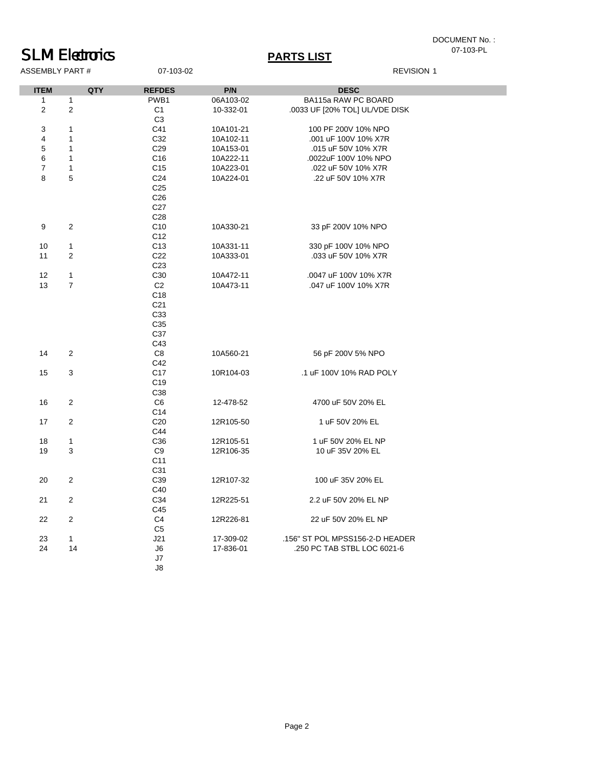DOCUMENT No. : 07-103-PL

# SLM Electronics

## PARTS LIST

ASSEMBLY PART # 07-103-02 REVISION 1

| ITEM | QTY | REFDES | P/N | DESC |
|---|---|---|---|---|
| 1 | 1 | PWB1 | 06A103-02 | BA115a RAW PC BOARD |
| 2 | 2 | C1 | 10-332-01 | .0033 UF [20% TOL] UL/VDE DISK |
| | | C3 | | |
| 3 | 1 | C41 | 10A101-21 | 100 PF 200V 10% NPO |
| 4 | 1 | C32 | 10A102-11 | .001 uF 100V 10% X7R |
| 5 | 1 | C29 | 10A153-01 | .015 uF 50V 10% X7R |
| 6 | 1 | C16 | 10A222-11 | .0022uF 100V 10% NPO |
| 7 | 1 | C15 | 10A223-01 | .022 uF 50V 10% X7R |
| 8 | 5 | C24 | 10A224-01 | .22 uF 50V 10% X7R |
| | | C25 | | |
| | | C26 | | |
| | | C27 | | |
| | | C28 | | |
| 9 | 2 | C10 | 10A330-21 | 33 pF 200V 10% NPO |
| | | C12 | | |
| 10 | 1 | C13 | 10A331-11 | 330 pF 100V 10% NPO |
| 11 | 2 | C22 | 10A333-01 | .033 uF 50V 10% X7R |
| | | C23 | | |
| 12 | 1 | C30 | 10A472-11 | .0047 uF 100V 10% X7R |
| 13 | 7 | C2 | 10A473-11 | .047 uF 100V 10% X7R |
| | | C18 | | |
| | | C21 | | |
| | | C33 | | |
| | | C35 | | |
| | | C37 | | |
| | | C43 | | |
| 14 | 2 | C8 | 10A560-21 | 56 pF 200V 5% NPO |
| | | C42 | | |
| 15 | 3 | C17 | 10R104-03 | .1 uF 100V 10% RAD POLY |
| | | C19 | | |
| | | C38 | | |
| 16 | 2 | C6 | 12-478-52 | 4700 uF 50V 20% EL |
| | | C14 | | |
| 17 | 2 | C20 | 12R105-50 | 1 uF 50V 20% EL |
| | | C44 | | |
| 18 | 1 | C36 | 12R105-51 | 1 uF 50V 20% EL NP |
| 19 | 3 | C9 | 12R106-35 | 10 uF 35V 20% EL |
| | | C11 | | |
| | | C31 | | |
| 20 | 2 | C39 | 12R107-32 | 100 uF 35V 20% EL |
| | | C40 | | |
| 21 | 2 | C34 | 12R225-51 | 2.2 uF 50V 20% EL NP |
| | | C45 | | |
| 22 | 2 | C4 | 12R226-81 | 22 uF 50V 20% EL NP |
| | | C5 | | |
| 23 | 1 | J21 | 17-309-02 | .156" ST POL MPSS156-2-D HEADER |
| 24 | 14 | J6 | 17-836-01 | .250 PC TAB STBL LOC 6021-6 |
| | | J7 | | |
| | | J8 | | |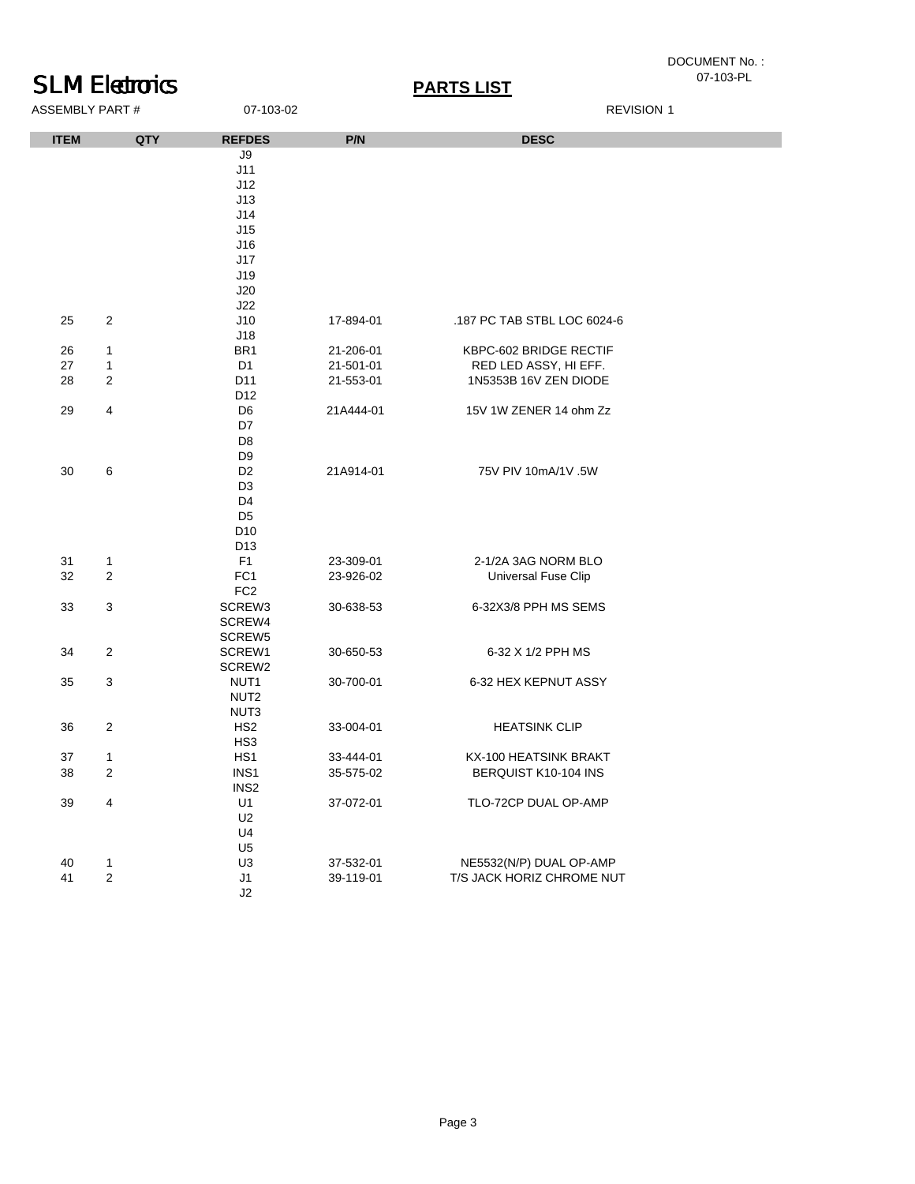SLM Electronics

DOCUMENT No. : 07-103-PL

## PARTS LIST

ASSEMBLY PART # 07-103-02 REVISION 1

| ITEM | QTY | REFDES | P/N | DESC |
|---|---|---|---|---|
| | | J9 | | |
| | | J11 | | |
| | | J12 | | |
| | | J13 | | |
| | | J14 | | |
| | | J15 | | |
| | | J16 | | |
| | | J17 | | |
| | | J19 | | |
| | | J20 | | |
| | | J22 | | |
| 25 | 2 | J10 | 17-894-01 | .187 PC TAB STBL LOC 6024-6 |
| | | J18 | | |
| 26 | 1 | BR1 | 21-206-01 | KBPC-602 BRIDGE RECTIF |
| 27 | 1 | D1 | 21-501-01 | RED LED ASSY, HI EFF. |
| 28 | 2 | D11 | 21-553-01 | 1N5353B 16V ZEN DIODE |
| | | D12 | | |
| 29 | 4 | D6 | 21A444-01 | 15V 1W ZENER 14 ohm Zz |
| | | D7 | | |
| | | D8 | | |
| | | D9 | | |
| 30 | 6 | D2 | 21A914-01 | 75V PIV 10mA/1V .5W |
| | | D3 | | |
| | | D4 | | |
| | | D5 | | |
| | | D10 | | |
| | | D13 | | |
| 31 | 1 | F1 | 23-309-01 | 2-1/2A 3AG NORM BLO |
| 32 | 2 | FC1 | 23-926-02 | Universal Fuse Clip |
| | | FC2 | | |
| 33 | 3 | SCREW3 | 30-638-53 | 6-32X3/8 PPH MS SEMS |
| | | SCREW4 | | |
| | | SCREW5 | | |
| 34 | 2 | SCREW1 | 30-650-53 | 6-32 X 1/2 PPH MS |
| | | SCREW2 | | |
| 35 | 3 | NUT1 | 30-700-01 | 6-32 HEX KEPNUT ASSY |
| | | NUT2 | | |
| | | NUT3 | | |
| 36 | 2 | HS2 | 33-004-01 | HEATSINK CLIP |
| | | HS3 | | |
| 37 | 1 | HS1 | 33-444-01 | KX-100 HEATSINK BRAKT |
| 38 | 2 | INS1 | 35-575-02 | BERQUIST K10-104 INS |
| | | INS2 | | |
| 39 | 4 | U1 | 37-072-01 | TLO-72CP DUAL OP-AMP |
| | | U2 | | |
| | | U4 | | |
| | | U5 | | |
| 40 | 1 | U3 | 37-532-01 | NE5532(N/P) DUAL OP-AMP |
| 41 | 2 | J1 | 39-119-01 | T/S JACK HORIZ CHROME NUT |
| | | J2 | | |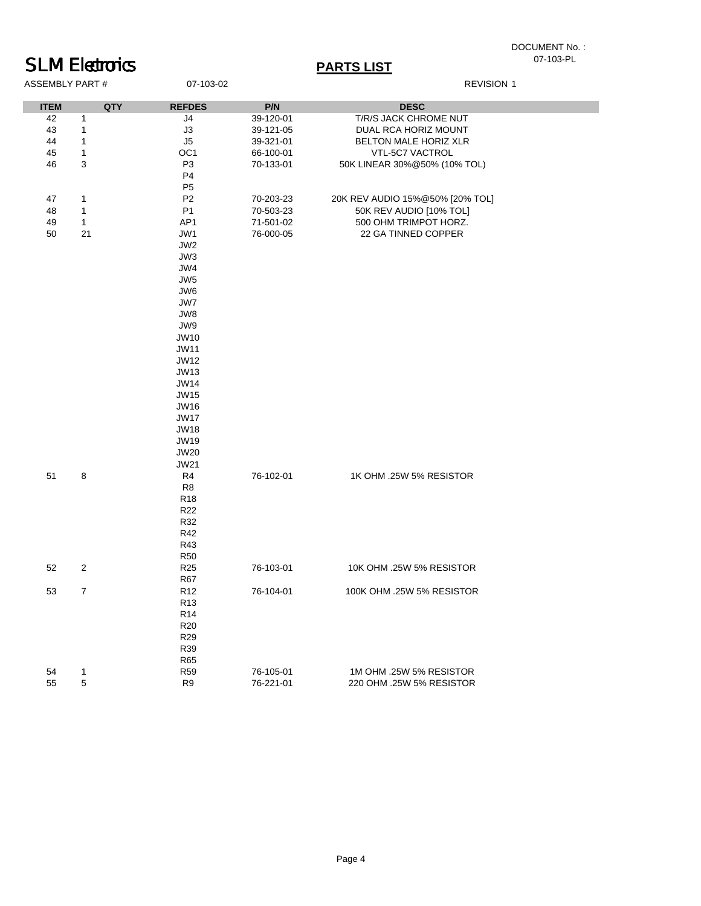DOCUMENT No. : 07-103-PL

# SLM Electronics

## PARTS LIST

ASSEMBLY PART # 07-103-02 REVISION 1

| ITEM | QTY | REFDES | P/N | DESC |
|---|---|---|---|---|
| 42 | 1 | J4 | 39-120-01 | T/R/S JACK CHROME NUT |
| 43 | 1 | J3 | 39-121-05 | DUAL RCA HORIZ MOUNT |
| 44 | 1 | J5 | 39-321-01 | BELTON MALE HORIZ XLR |
| 45 | 1 | OC1 | 66-100-01 | VTL-5C7 VACTROL |
| 46 | 3 | P3 | 70-133-01 | 50K LINEAR 30%@50% (10% TOL) |
| | | P4 | | |
| | | P5 | | |
| 47 | 1 | P2 | 70-203-23 | 20K REV AUDIO 15%@50% [20% TOL] |
| 48 | 1 | P1 | 70-503-23 | 50K REV AUDIO [10% TOL] |
| 49 | 1 | AP1 | 71-501-02 | 500 OHM TRIMPOT HORZ. |
| 50 | 21 | JW1 | 76-000-05 | 22 GA TINNED COPPER |
| | | JW2 | | |
| | | JW3 | | |
| | | JW4 | | |
| | | JW5 | | |
| | | JW6 | | |
| | | JW7 | | |
| | | JW8 | | |
| | | JW9 | | |
| | | JW10 | | |
| | | JW11 | | |
| | | JW12 | | |
| | | JW13 | | |
| | | JW14 | | |
| | | JW15 | | |
| | | JW16 | | |
| | | JW17 | | |
| | | JW18 | | |
| | | JW19 | | |
| | | JW20 | | |
| | | JW21 | | |
| 51 | 8 | R4 | 76-102-01 | 1K OHM .25W 5% RESISTOR |
| | | R8 | | |
| | | R18 | | |
| | | R22 | | |
| | | R32 | | |
| | | R42 | | |
| | | R43 | | |
| | | R50 | | |
| 52 | 2 | R25 | 76-103-01 | 10K OHM .25W 5% RESISTOR |
| | | R67 | | |
| 53 | 7 | R12 | 76-104-01 | 100K OHM .25W 5% RESISTOR |
| | | R13 | | |
| | | R14 | | |
| | | R20 | | |
| | | R29 | | |
| | | R39 | | |
| | | R65 | | |
| 54 | 1 | R59 | 76-105-01 | 1M OHM .25W 5% RESISTOR |
| 55 | 5 | R9 | 76-221-01 | 220 OHM .25W 5% RESISTOR |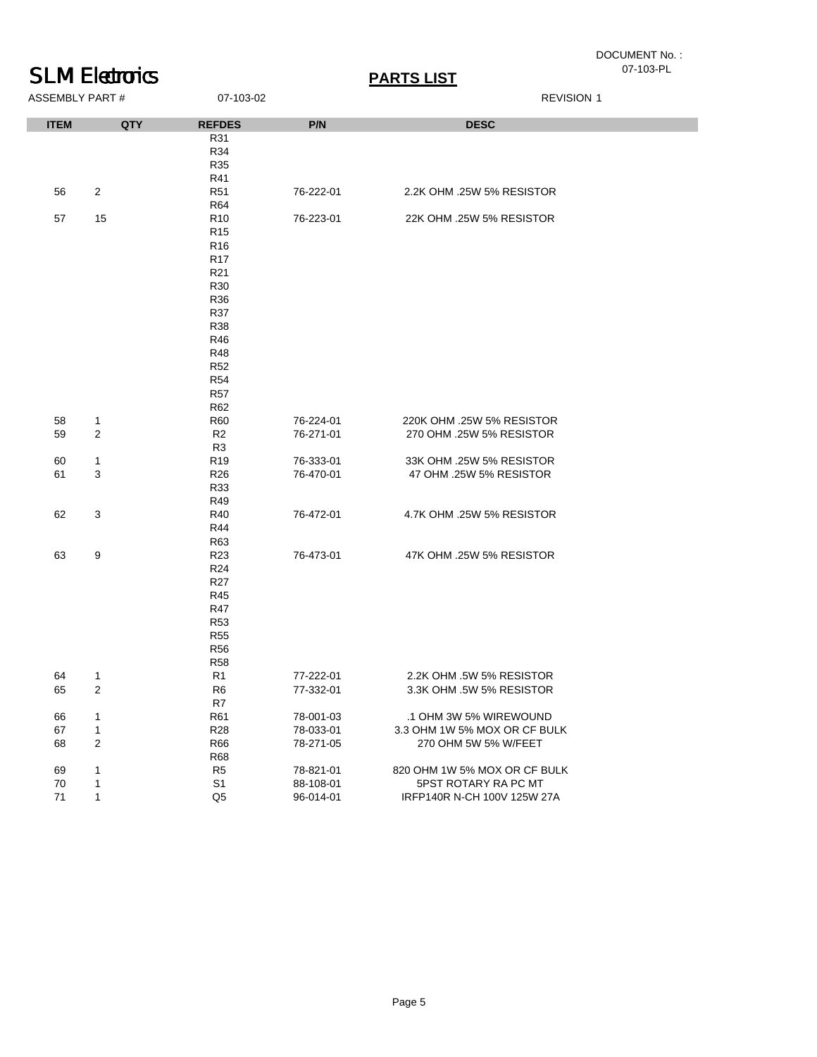SLM Electronics

DOCUMENT No. : 07-103-PL

## PARTS LIST

ASSEMBLY PART # 07-103-02 REVISION 1

| ITEM | QTY | REFDES | P/N | DESC |
|---|---|---|---|---|
| | | R31 | | |
| | | R34 | | |
| | | R35 | | |
| | | R41 | | |
| 56 | 2 | R51 | 76-222-01 | 2.2K OHM .25W 5% RESISTOR |
| | | R64 | | |
| 57 | 15 | R10 | 76-223-01 | 22K OHM .25W 5% RESISTOR |
| | | R15 | | |
| | | R16 | | |
| | | R17 | | |
| | | R21 | | |
| | | R30 | | |
| | | R36 | | |
| | | R37 | | |
| | | R38 | | |
| | | R46 | | |
| | | R48 | | |
| | | R52 | | |
| | | R54 | | |
| | | R57 | | |
| | | R62 | | |
| 58 | 1 | R60 | 76-224-01 | 220K OHM .25W 5% RESISTOR |
| 59 | 2 | R2 | 76-271-01 | 270 OHM .25W 5% RESISTOR |
| | | R3 | | |
| 60 | 1 | R19 | 76-333-01 | 33K OHM .25W 5% RESISTOR |
| 61 | 3 | R26 | 76-470-01 | 47 OHM .25W 5% RESISTOR |
| | | R33 | | |
| | | R49 | | |
| 62 | 3 | R40 | 76-472-01 | 4.7K OHM .25W 5% RESISTOR |
| | | R44 | | |
| | | R63 | | |
| 63 | 9 | R23 | 76-473-01 | 47K OHM .25W 5% RESISTOR |
| | | R24 | | |
| | | R27 | | |
| | | R45 | | |
| | | R47 | | |
| | | R53 | | |
| | | R55 | | |
| | | R56 | | |
| | | R58 | | |
| 64 | 1 | R1 | 77-222-01 | 2.2K OHM .5W 5% RESISTOR |
| 65 | 2 | R6 | 77-332-01 | 3.3K OHM .5W 5% RESISTOR |
| | | R7 | | |
| 66 | 1 | R61 | 78-001-03 | .1 OHM 3W 5% WIREWOUND |
| 67 | 1 | R28 | 78-033-01 | 3.3 OHM 1W 5% MOX OR CF BULK |
| 68 | 2 | R66 | 78-271-05 | 270 OHM 5W 5% W/FEET |
| | | R68 | | |
| 69 | 1 | R5 | 78-821-01 | 820 OHM 1W 5% MOX OR CF BULK |
| 70 | 1 | S1 | 88-108-01 | 5PST ROTARY RA PC MT |
| 71 | 1 | Q5 | 96-014-01 | IRFP140R N-CH 100V 125W 27A |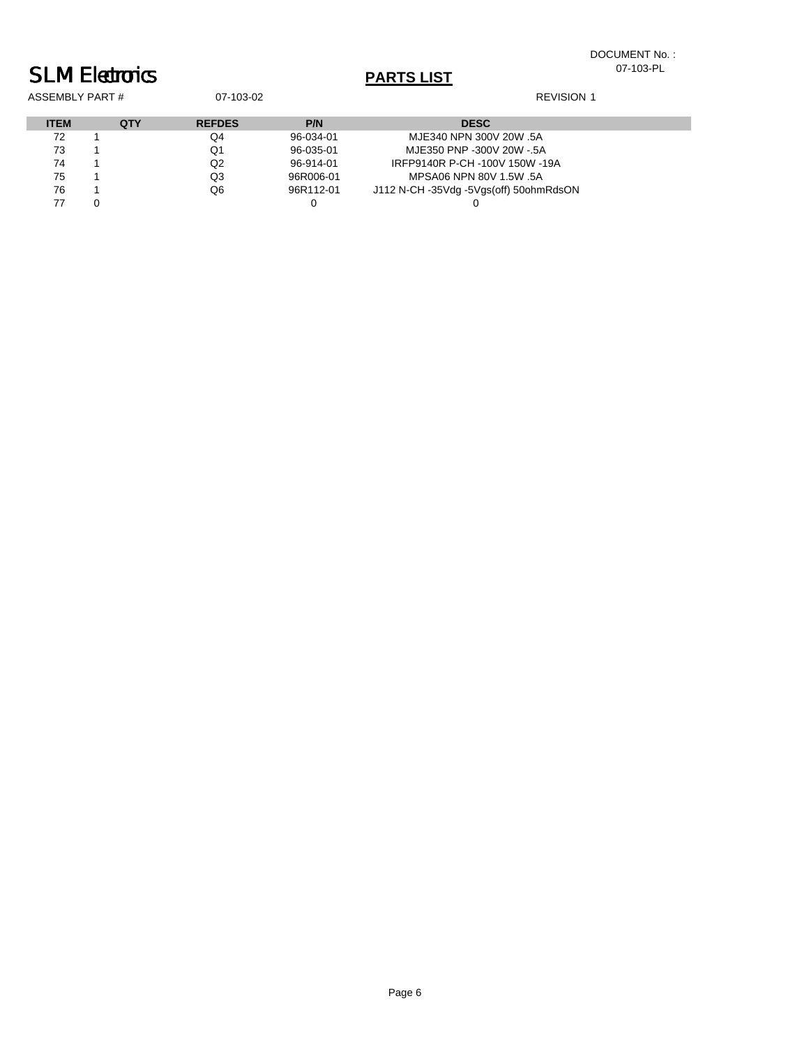DOCUMENT No. : 07-103-PL

# SLM Electronics

## PARTS LIST

ASSEMBLY PART # 07-103-02 REVISION 1

| ITEM | QTY | REFDES | P/N | DESC |
|---|---|---|---|---|
| 72 | 1 | Q4 | 96-034-01 | MJE340 NPN 300V 20W .5A |
| 73 | 1 | Q1 | 96-035-01 | MJE350 PNP -300V 20W -.5A |
| 74 | 1 | Q2 | 96-914-01 | IRFP9140R P-CH -100V 150W -19A |
| 75 | 1 | Q3 | 96R006-01 | MPSA06 NPN 80V 1.5W .5A |
| 76 | 1 | Q6 | 96R112-01 | J112 N-CH -35Vdg -5Vgs(off) 50ohmRdsON |
| 77 | 0 | | 0 | 0 |